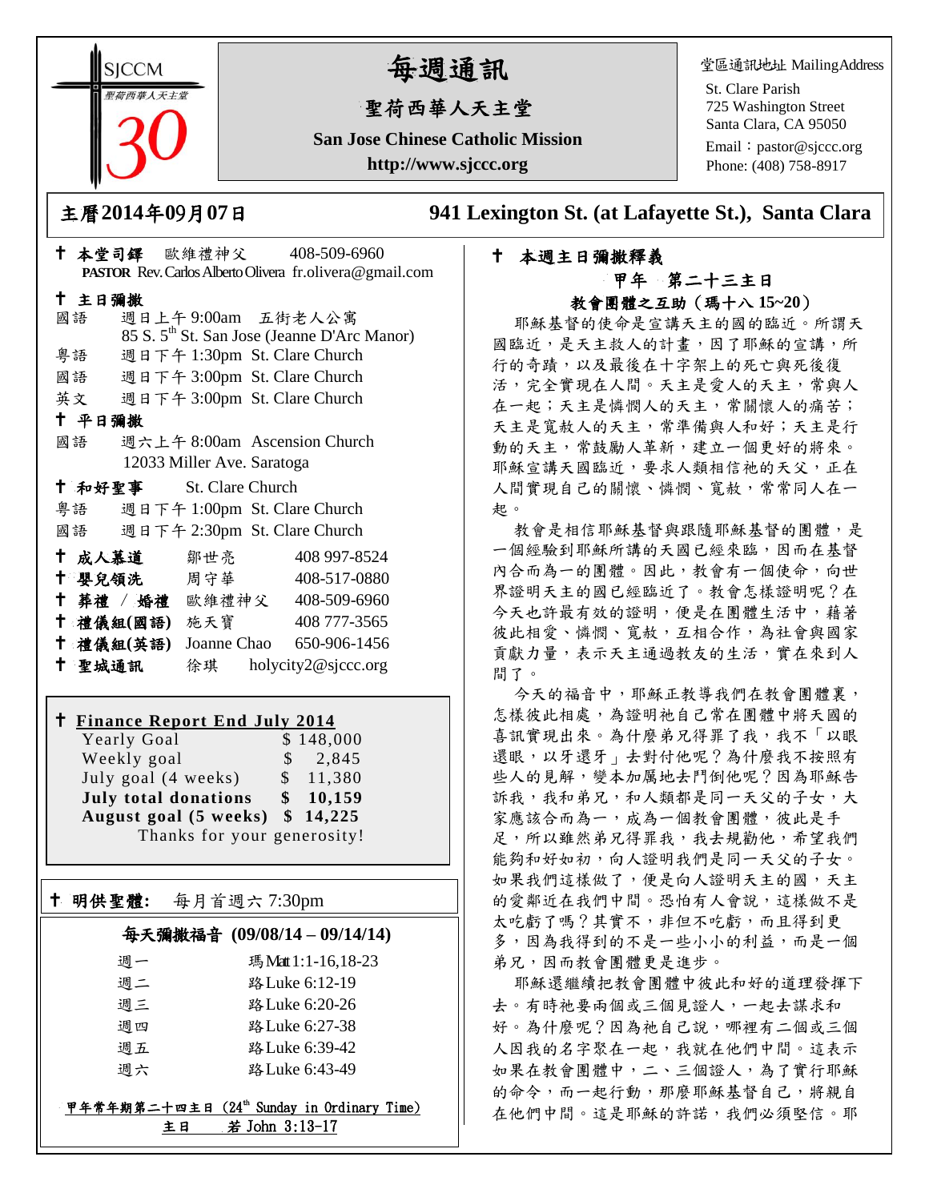SJCCM 聖荷西華人天主堂 30

# 每週通訊

## 聖荷西華人天主堂

**San Jose Chinese Catholic Mission**

**http://www.sjccc.org**

堂區通訊地址 MailingAddress
St. Clare Parish
725 Washington Street
Santa Clara, CA 95050
Email：pastor@sjccc.org
Phone: (408) 758-8917

**主曆2014年09月07日** **941 Lexington St. (at Lafayette St.), Santa Clara**

† **本堂司鐸** 歐維禮神父 408-509-6960
**PASTOR** Rev. Carlos Alberto Olivera fr.olivera@gmail.com

† **主日彌撒**
國語 週日上午 9:00am 五街老人公寓
85 S. 5th St. San Jose (Jeanne D'Arc Manor)
粵語 週日下午 1:30pm St. Clare Church
國語 週日下午 3:00pm St. Clare Church
英文 週日下午 3:00pm St. Clare Church

† **平日彌撒**
國語 週六上午 8:00am Ascension Church
12033 Miller Ave. Saratoga

† **和好聖事** St. Clare Church
粵語 週日下午 1:00pm St. Clare Church
國語 週日下午 2:30pm St. Clare Church

† **成人慕道** 鄒世亮 408 997-8524
† **嬰兒領洗** 周守華 408-517-0880
† **葬禮 / 婚禮** 歐維禮神父 408-509-6960
† **禮儀組(國語)** 施天寶 408 777-3565
† **禮儀組(英語)** Joanne Chao 650-906-1456
† **聖城通訊** 徐琪 holycity2@sjccc.org

† **Finance Report End July 2014**

| | |
|---|---|
| Yearly Goal | $ 148,000 |
| Weekly goal | $ 2,845 |
| July goal (4 weeks) | $ 11,380 |
| **July total donations** | **$ 10,159** |
| **August goal (5 weeks)** | **$ 14,225** |

Thanks for your generosity!

† **明供聖體:** 每月首週六 7:30pm

**每天彌撒福音 (09/08/14 – 09/14/14)**

| | |
|---|---|
| 週一 | 瑪 Matt 1:1-16,18-23 |
| 週二 | 路 Luke 6:12-19 |
| 週三 | 路 Luke 6:20-26 |
| 週四 | 路 Luke 6:27-38 |
| 週五 | 路 Luke 6:39-42 |
| 週六 | 路 Luke 6:43-49 |

甲年常年期第二十四主日 (24th Sunday in Ordinary Time)
主日 若 John 3:13-17

† **本週主日彌撒釋義**

**甲年 第二十三主日**

**教會團體之互助（瑪十八 15~20）**

耶穌基督的使命是宣講天主的國的臨近。所謂天國臨近，是天主救人的計畫，因了耶穌的宣講，所行的奇蹟，以及最後在十字架上的死亡與死後復活，完全實現在人間。天主是愛人的天主，常與人在一起；天主是憐憫人的天主，常關懷人的痛苦；天主是寬赦人的天主，常準備與人和好；天主是行動的天主，常鼓勵人革新，建立一個更好的將來。耶穌宣講天國臨近，要求人類相信祂的天父，正在人間實現自己的關懷、憐憫、寬赦，常常同人在一起。

教會是相信耶穌基督與跟隨耶穌基督的團體，是一個經驗到耶穌所講的天國已經來臨，因而在基督內合而為一的團體。因此，教會有一個使命，向世界證明天主的國已經臨近了。教會怎樣證明呢？在今天也許最有效的證明，便是在團體生活中，藉著彼此相愛、憐憫、寬赦，互相合作，為社會與國家貢獻力量，表示天主通過教友的生活，實在來到人間了。

今天的福音中，耶穌正教導我們在教會團體裏，怎樣彼此相處，為證明祂自己常在團體中將天國的喜訊實現出來。為什麼弟兄得罪了我，我不「以眼還眼，以牙還牙」去對付他呢？為什麼我不按照有些人的見解，變本加厲地去鬥倒他呢？因為耶穌告訴我，我和弟兄，和人類都是同一天父的子女，大家應該合而為一，成為一個教會團體，彼此是手足，所以雖然弟兄得罪我，我去規勸他，希望我們能夠和好如初，向人證明我們是同一天父的子女。如果我們這樣做了，便是向人證明天主的國，天主的愛鄰近在我們中間。恐怕有人會說，這樣做不是太吃虧了嗎？其實不，非但不吃虧，而且得到更多，因為我得到的不是一些小小的利益，而是一個弟兄，因而教會團體更是進步。

耶穌還繼續把教會團體中彼此和好的道理發揮下去。有時祂要兩個或三個見證人，一起去謀求和好。為什麼呢？因為祂自己說，哪裡有二個或三個人因我的名字聚在一起，我就在他們中間。這表示如果在教會團體中，二、三個證人，為了實行耶穌的命令，而一起行動，那麼耶穌基督自己，將親自在他們中間。這是耶穌的許諾，我們必須堅信。耶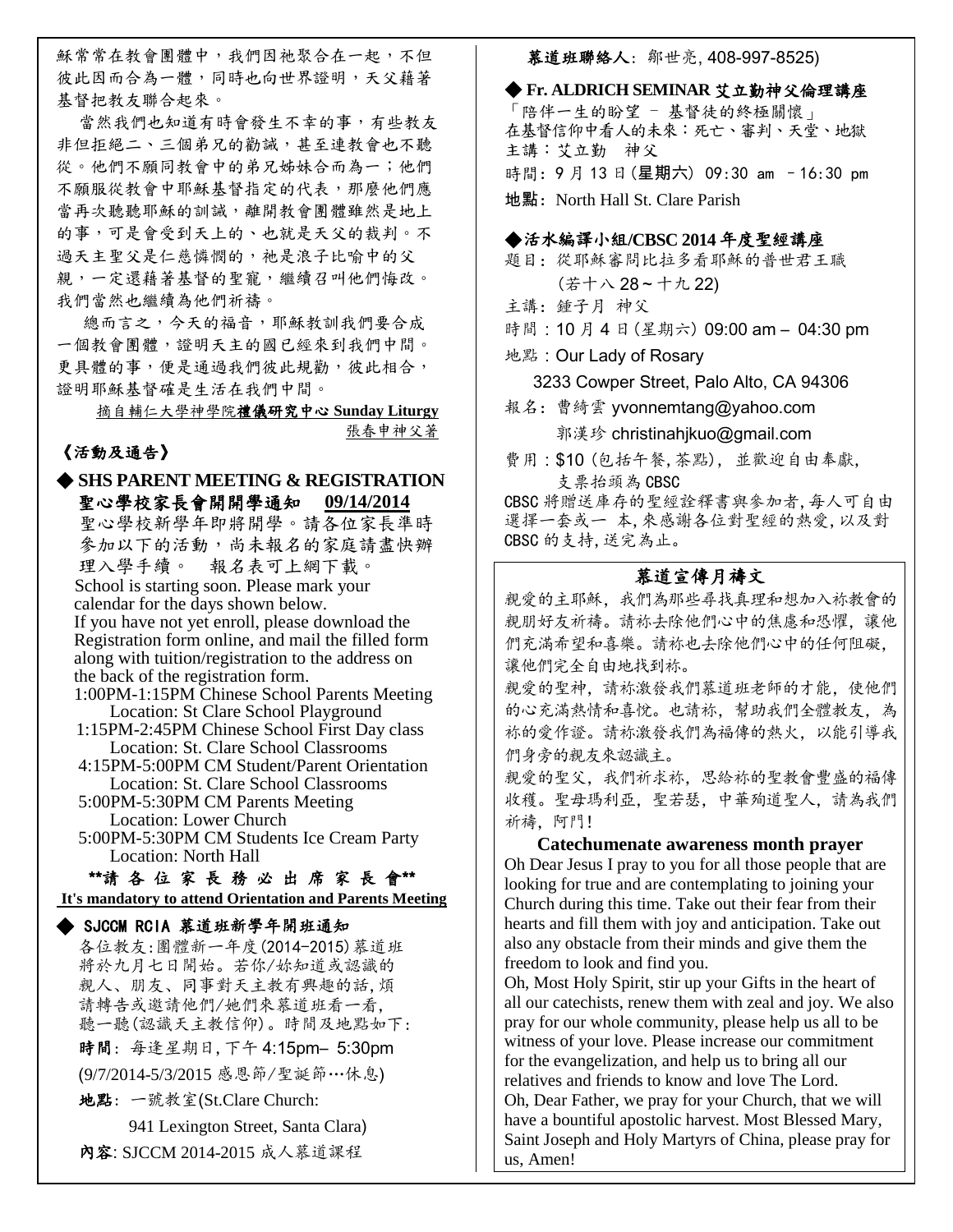穌常常在教會團體中，我們因祂聚合在一起，不但彼此因而合為一體，同時也向世界證明，天父藉著基督把教友聯合起來。

當然我們也知道有時會發生不幸的事，有些教友非但拒絕二、三個弟兄的勸誡，甚至連教會也不聽從。他們不願同教會中的弟兄姊妹合而為一；他們不願服從教會中耶穌基督指定的代表，那麼他們應當再次聽聽耶穌的訓誡，離開教會團體雖然是地上的事，可是會受到天上的、也就是天父的裁判。不過天主聖父是仁慈憐憫的，祂是浪子比喻中的父親，一定還藉著基督的聖寵，繼續召叫他們悔改。我們當然也繼續為他們祈禱。

總而言之，今天的福音，耶穌教訓我們要合成一個教會團體，證明天主的國已經來到我們中間。更具體的事，便是通過我們彼此規勸，彼此相合，證明耶穌基督確是生活在我們中間。

摘自輔仁大學神學院**禮儀研究中心 Sunday Liturgy**
張春申神父著

## 《活動及通告》

### ◆ SHS PARENT MEETING & REGISTRATION
### 聖心學校家長會開開學通知 09/14/2014

聖心學校新學年即將開學。請各位家長準時參加以下的活動，尚未報名的家庭請盡快辦理入學手續。 報名表可上網下載。

School is starting soon. Please mark your calendar for the days shown below.
If you have not yet enroll, please download the Registration form online, and mail the filled form along with tuition/registration to the address on the back of the registration form.

1:00PM-1:15PM Chinese School Parents Meeting
Location: St Clare School Playground
1:15PM-2:45PM Chinese School First Day class
Location: St. Clare School Classrooms
4:15PM-5:00PM CM Student/Parent Orientation
Location: St. Clare School Classrooms
5:00PM-5:30PM CM Parents Meeting
Location: Lower Church
5:00PM-5:30PM CM Students Ice Cream Party
Location: North Hall

**\*\*請 各 位 家 長 務 必 出 席 家 長 會\*\***
**It's mandatory to attend Orientation and Parents Meeting**

### ◆ SJCCM RCIA 慕道班新學年開班通知

各位教友:團體新一年度(2014-2015)慕道班將於九月七日開始。若你/妳知道或認識的親人、朋友、同事對天主教有興趣的話,煩請轉告或邀請他們/她們來慕道班看一看,聽一聽(認識天主教信仰)。時間及地點如下:

**時間**: 每逢星期日,下午 4:15pm– 5:30pm
(9/7/2014-5/3/2015 感恩節/聖誕節…休息)
**地點**: 一號教室(St.Clare Church:
941 Lexington Street, Santa Clara)
**內容**: SJCCM 2014-2015 成人慕道課程
**慕道班聯絡人**: 鄒世亮, 408-997-8525)

### ◆ Fr. ALDRICH SEMINAR 艾立勤神父倫理講座

「陪伴一生的盼望 – 基督徒的終極關懷」
在基督信仰中看人的未來：死亡、審判、天堂、地獄
主講：艾立勤 神父
時間：9 月 13 日(**星期六**) 09:30 am –16:30 pm
**地點**：North Hall St. Clare Parish

### ◆活水編譯小組/CBSC 2014 年度聖經講座

題目：從耶穌審問比拉多看耶穌的普世君王職
(若十八 28 ~ 十九 22)
主講：鍾子月 神父
時間：10 月 4 日(星期六) 09:00 am – 04:30 pm
地點：Our Lady of Rosary
3233 Cowper Street, Palo Alto, CA 94306
報名：曹綺雲 yvonnemtang@yahoo.com
郭漢珍 christinahjkuo@gmail.com
費用：$10 (包括午餐,茶點)，並歡迎自由奉獻,支票抬頭為 CBSC

CBSC 將贈送庫存的聖經詮釋書與參加者,每人可自由選擇一套或一 本,來感謝各位對聖經的熱愛,以及對 CBSC 的支持,送完為止。

### 慕道宣傳月禱文

親愛的主耶穌，我們為那些尋找真理和想加入祢教會的親朋好友祈禱。請祢去除他們心中的焦慮和恐懼，讓他們充滿希望和喜樂。請祢也去除他們心中的任何阻礙，讓他們完全自由地找到祢。

親愛的聖神，請祢激發我們慕道班老師的才能，使他們的心充滿熱情和喜悅。也請祢，幫助我們全體教友，為祢的愛作證。請祢激發我們為福傳的熱火，以能引導我們身旁的親友來認識主。

親愛的聖父，我們祈求祢，恩給祢的聖教會豐盛的福傳收穫。聖母瑪利亞，聖若瑟，中華殉道聖人，請為我們祈禱，阿門!

**Catechumenate awareness month prayer**

Oh Dear Jesus I pray to you for all those people that are looking for true and are contemplating to joining your Church during this time. Take out their fear from their hearts and fill them with joy and anticipation. Take out also any obstacle from their minds and give them the freedom to look and find you.

Oh, Most Holy Spirit, stir up your Gifts in the heart of all our catechists, renew them with zeal and joy. We also pray for our whole community, please help us all to be witness of your love. Please increase our commitment for the evangelization, and help us to bring all our relatives and friends to know and love The Lord.

Oh, Dear Father, we pray for your Church, that we will have a bountiful apostolic harvest. Most Blessed Mary, Saint Joseph and Holy Martyrs of China, please pray for us, Amen!